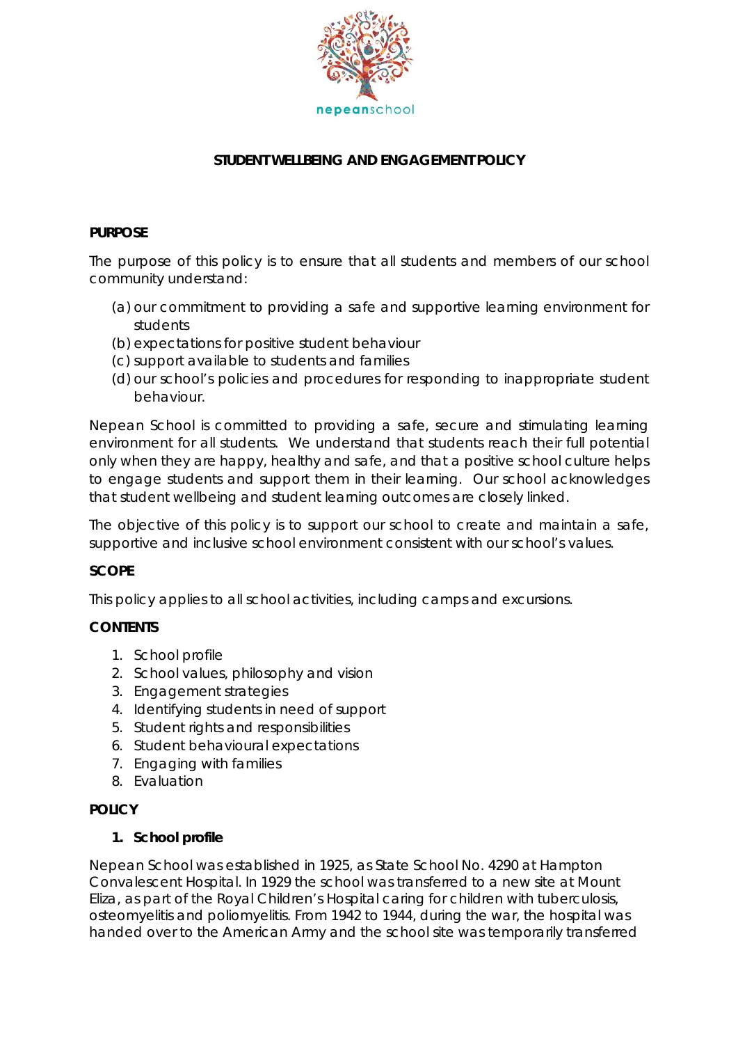nepeanschool

# STUDENT WELLBEING AND ENGAGEMENT POLICY

## PURPOSE

The purpose of this policy is to ensure that all students and members of our school community understand:

(a) our commitment to providing a safe and supportive learning environment for students
(b) expectations for positive student behaviour
(c) support available to students and families
(d) our school's policies and procedures for responding to inappropriate student behaviour.

Nepean School is committed to providing a safe, secure and stimulating learning environment for all students. We understand that students reach their full potential only when they are happy, healthy and safe, and that a positive school culture helps to engage students and support them in their learning. Our school acknowledges that student wellbeing and student learning outcomes are closely linked.

The objective of this policy is to support our school to create and maintain a safe, supportive and inclusive school environment consistent with our school's values.

## SCOPE

This policy applies to all school activities, including camps and excursions.

## CONTENTS

1. School profile
2. School values, philosophy and vision
3. Engagement strategies
4. Identifying students in need of support
5. Student rights and responsibilities
6. Student behavioural expectations
7. Engaging with families
8. Evaluation

## POLICY

### 1. School profile

Nepean School was established in 1925, as State School No. 4290 at Hampton Convalescent Hospital. In 1929 the school was transferred to a new site at Mount Eliza, as part of the Royal Children's Hospital caring for children with tuberculosis, osteomyelitis and poliomyelitis. From 1942 to 1944, during the war, the hospital was handed over to the American Army and the school site was temporarily transferred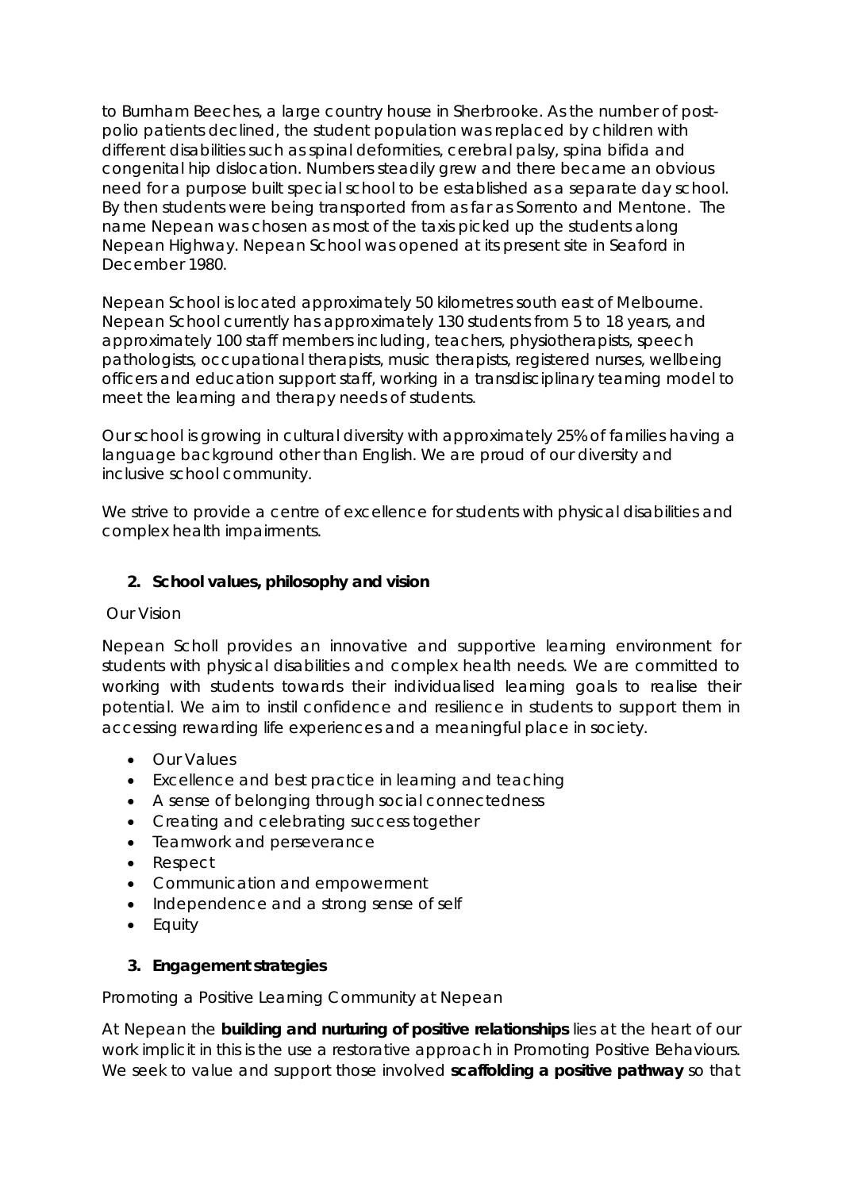to Burnham Beeches, a large country house in Sherbrooke. As the number of post-polio patients declined, the student population was replaced by children with different disabilities such as spinal deformities, cerebral palsy, spina bifida and congenital hip dislocation. Numbers steadily grew and there became an obvious need for a purpose built special school to be established as a separate day school. By then students were being transported from as far as Sorrento and Mentone. The name Nepean was chosen as most of the taxis picked up the students along Nepean Highway. Nepean School was opened at its present site in Seaford in December 1980.

Nepean School is located approximately 50 kilometres south east of Melbourne. Nepean School currently has approximately 130 students from 5 to 18 years, and approximately 100 staff members including, teachers, physiotherapists, speech pathologists, occupational therapists, music therapists, registered nurses, wellbeing officers and education support staff, working in a transdisciplinary teaming model to meet the learning and therapy needs of students.

Our school is growing in cultural diversity with approximately 25% of families having a language background other than English. We are proud of our diversity and inclusive school community.

We strive to provide a centre of excellence for students with physical disabilities and complex health impairments.

## 2. School values, philosophy and vision

Our Vision

Nepean Scholl provides an innovative and supportive learning environment for students with physical disabilities and complex health needs. We are committed to working with students towards their individualised learning goals to realise their potential. We aim to instil confidence and resilience in students to support them in accessing rewarding life experiences and a meaningful place in society.

- Our Values
- Excellence and best practice in learning and teaching
- A sense of belonging through social connectedness
- Creating and celebrating success together
- Teamwork and perseverance
- Respect
- Communication and empowerment
- Independence and a strong sense of self
- Equity

## 3. Engagement strategies

Promoting a Positive Learning Community at Nepean

At Nepean the **building and nurturing of positive relationships** lies at the heart of our work implicit in this is the use a restorative approach in Promoting Positive Behaviours. We seek to value and support those involved **scaffolding a positive pathway** so that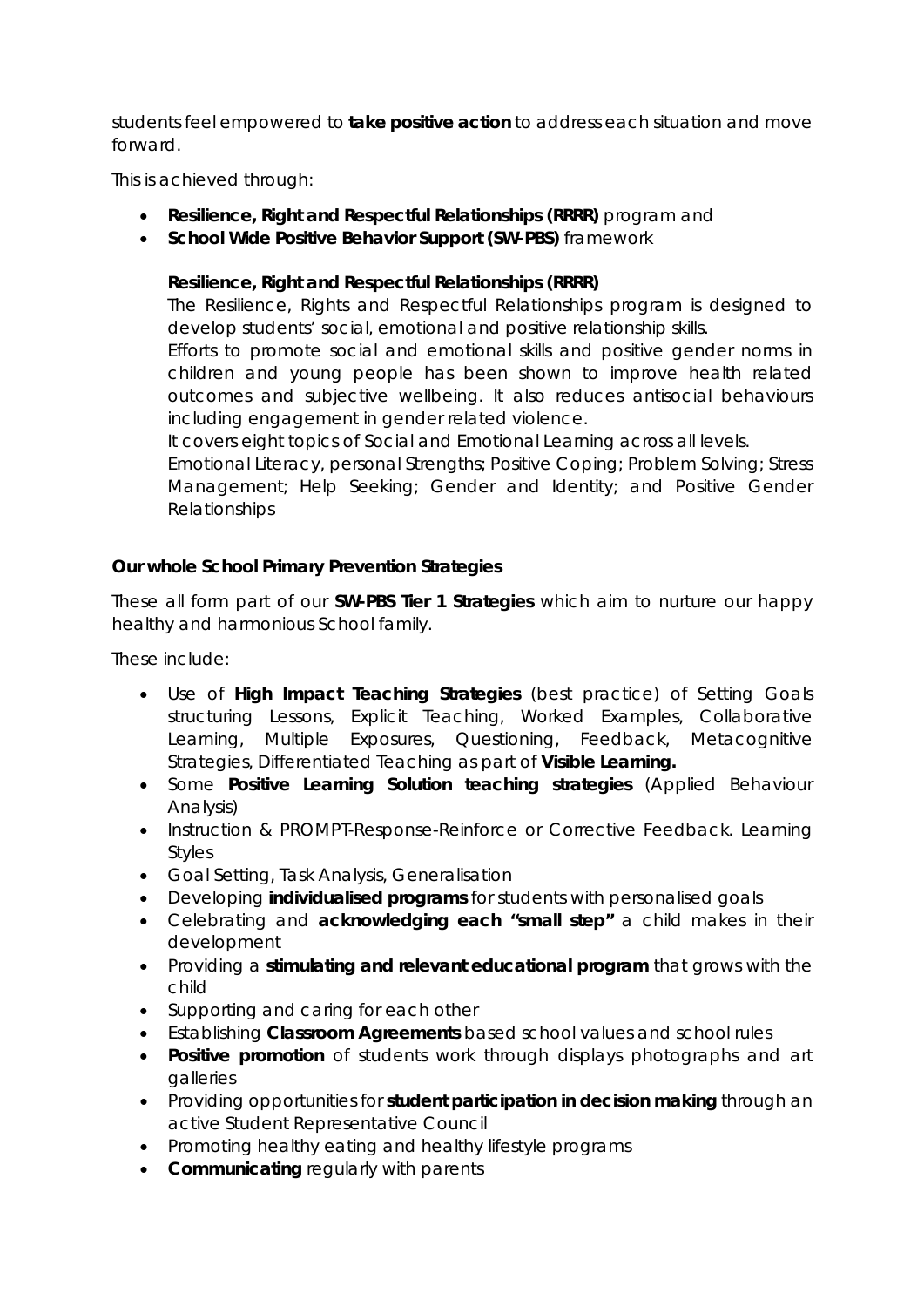students feel empowered to **take positive action** to address each situation and move forward.

This is achieved through:

- **Resilience, Right and Respectful Relationships (RRRR)** program and
- **School Wide Positive Behavior Support (SW-PBS)** framework

**Resilience, Right and Respectful Relationships (RRRR)**

The Resilience, Rights and Respectful Relationships program is designed to develop students' social, emotional and positive relationship skills.

Efforts to promote social and emotional skills and positive gender norms in children and young people has been shown to improve health related outcomes and subjective wellbeing. It also reduces antisocial behaviours including engagement in gender related violence.

It covers eight topics of Social and Emotional Learning across all levels.

Emotional Literacy, personal Strengths; Positive Coping; Problem Solving; Stress Management; Help Seeking; Gender and Identity; and Positive Gender Relationships

**Our whole School Primary Prevention Strategies**

These all form part of our **SW-PBS Tier 1 Strategies** which aim to nurture our happy healthy and harmonious School family.

These include:

- Use of **High Impact Teaching Strategies** (best practice) of Setting Goals structuring Lessons, Explicit Teaching, Worked Examples, Collaborative Learning, Multiple Exposures, Questioning, Feedback, Metacognitive Strategies, Differentiated Teaching as part of **Visible Learning.**
- Some **Positive Learning Solution teaching strategies** (Applied Behaviour Analysis)
- Instruction & PROMPT-Response-Reinforce or Corrective Feedback. Learning Styles
- Goal Setting, Task Analysis, Generalisation
- Developing **individualised programs** for students with personalised goals
- Celebrating and **acknowledging each "small step"** a child makes in their development
- Providing a **stimulating and relevant educational program** that grows with the child
- Supporting and caring for each other
- Establishing **Classroom Agreements** based school values and school rules
- **Positive promotion** of students work through displays photographs and art galleries
- Providing opportunities for **student participation in decision making** through an active Student Representative Council
- Promoting healthy eating and healthy lifestyle programs
- **Communicating** regularly with parents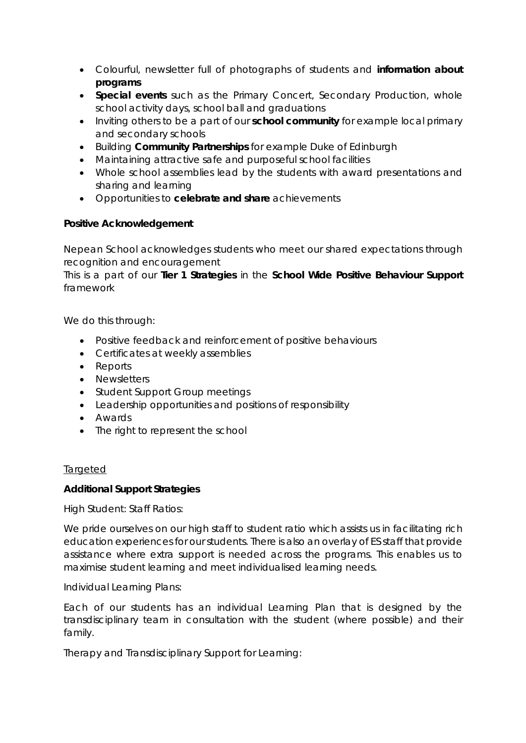- Colourful, newsletter full of photographs of students and **information about programs**
- **Special events** such as the Primary Concert, Secondary Production, whole school activity days, school ball and graduations
- Inviting others to be a part of our **school community** for example local primary and secondary schools
- Building **Community Partnerships** for example Duke of Edinburgh
- Maintaining attractive safe and purposeful school facilities
- Whole school assemblies lead by the students with award presentations and sharing and learning
- Opportunities to **celebrate and share** achievements

**Positive Acknowledgement**

Nepean School acknowledges students who meet our shared expectations through recognition and encouragement
This is a part of our **Tier 1 Strategies** in the **School Wide Positive Behaviour Support** framework

We do this through:

- Positive feedback and reinforcement of positive behaviours
- Certificates at weekly assemblies
- Reports
- Newsletters
- Student Support Group meetings
- Leadership opportunities and positions of responsibility
- Awards
- The right to represent the school

<u>Targeted</u>

**Additional Support Strategies**

High Student: Staff Ratios:

We pride ourselves on our high staff to student ratio which assists us in facilitating rich education experiences for our students. There is also an overlay of ES staff that provide assistance where extra support is needed across the programs. This enables us to maximise student learning and meet individualised learning needs.

Individual Learning Plans:

Each of our students has an individual Learning Plan that is designed by the transdisciplinary team in consultation with the student (where possible) and their family.

Therapy and Transdisciplinary Support for Learning: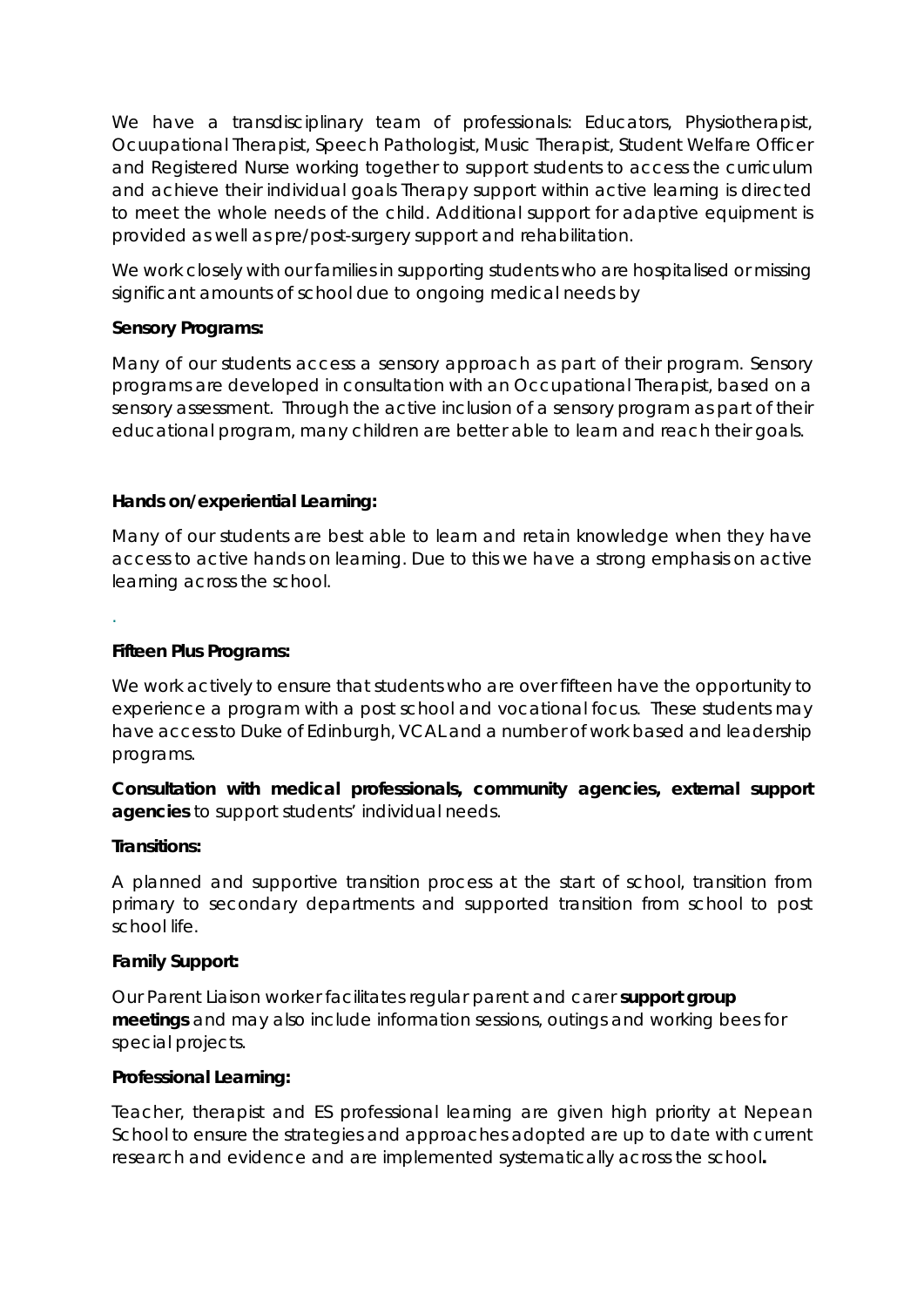We have a transdisciplinary team of professionals: Educators, Physiotherapist, Ocuupational Therapist, Speech Pathologist, Music Therapist, Student Welfare Officer and Registered Nurse working together to support students to access the curriculum and achieve their individual goals Therapy support within active learning is directed to meet the whole needs of the child. Additional support for adaptive equipment is provided as well as pre/post-surgery support and rehabilitation.

We work closely with our families in supporting students who are hospitalised or missing significant amounts of school due to ongoing medical needs by

**Sensory Programs:**

Many of our students access a sensory approach as part of their program. Sensory programs are developed in consultation with an Occupational Therapist, based on a sensory assessment. Through the active inclusion of a sensory program as part of their educational program, many children are better able to learn and reach their goals.

**Hands on/experiential Learning:**

Many of our students are best able to learn and retain knowledge when they have access to active hands on learning. Due to this we have a strong emphasis on active learning across the school.

.

**Fifteen Plus Programs:**

We work actively to ensure that students who are over fifteen have the opportunity to experience a program with a post school and vocational focus. These students may have access to Duke of Edinburgh, VCAL and a number of work based and leadership programs.

**Consultation with medical professionals, community agencies, external support agencies** to support students' individual needs.

**Transitions:**

A planned and supportive transition process at the start of school, transition from primary to secondary departments and supported transition from school to post school life.

**Family Support:**

Our Parent Liaison worker facilitates regular parent and carer **support group meetings** and may also include information sessions, outings and working bees for special projects.

**Professional Learning:**

Teacher, therapist and ES professional learning are given high priority at Nepean School to ensure the strategies and approaches adopted are up to date with current research and evidence and are implemented systematically across the school**.**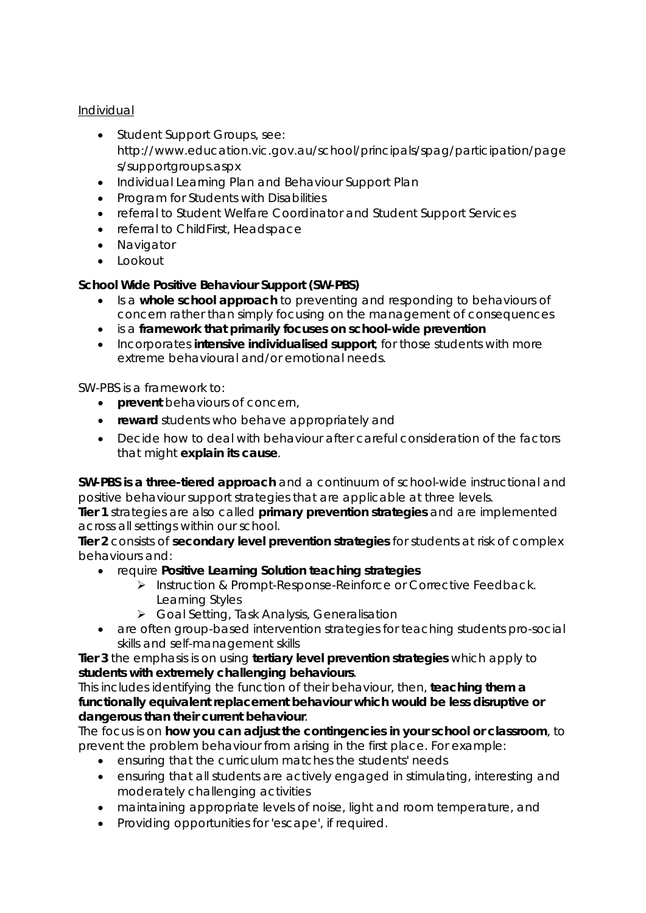Individual

- Student Support Groups, see: http://www.education.vic.gov.au/school/principals/spag/participation/pages/supportgroups.aspx
- Individual Learning Plan and Behaviour Support Plan
- Program for Students with Disabilities
- referral to Student Welfare Coordinator and Student Support Services
- referral to ChildFirst, Headspace
- Navigator
- Lookout

**School Wide Positive Behaviour Support (SW-PBS)**

- Is a **whole school approach** to preventing and responding to behaviours of concern rather than simply focusing on the management of consequences
- is a **framework that primarily focuses on school-wide prevention**
- Incorporates **intensive individualised support**, for those students with more extreme behavioural and/or emotional needs.

SW-PBS is a framework to:

- **prevent** behaviours of concern,
- **reward** students who behave appropriately and
- Decide how to deal with behaviour after careful consideration of the factors that might **explain its cause**.

**SW-PBS is a three-tiered approach** and a continuum of school-wide instructional and positive behaviour support strategies that are applicable at three levels.
**Tier 1** strategies are also called **primary prevention strategies** and are implemented across all settings within our school.
**Tier 2** consists of **secondary level prevention strategies** for students at risk of complex behaviours and:

- require **Positive Learning Solution teaching strategies**
  - Instruction & Prompt-Response-Reinforce or Corrective Feedback. Learning Styles
  - Goal Setting, Task Analysis, Generalisation
- are often group-based intervention strategies for teaching students pro-social skills and self-management skills

**Tier 3** the emphasis is on using **tertiary level prevention strategies** which apply to **students with extremely challenging behaviours**.
This includes identifying the function of their behaviour, then, **teaching them a functionally equivalent replacement behaviour which would be less disruptive or dangerous than their current behaviour**.
The focus is on **how you can adjust the contingencies in your school or classroom**, to prevent the problem behaviour from arising in the first place. For example:

- ensuring that the curriculum matches the students' needs
- ensuring that all students are actively engaged in stimulating, interesting and moderately challenging activities
- maintaining appropriate levels of noise, light and room temperature, and
- Providing opportunities for 'escape', if required.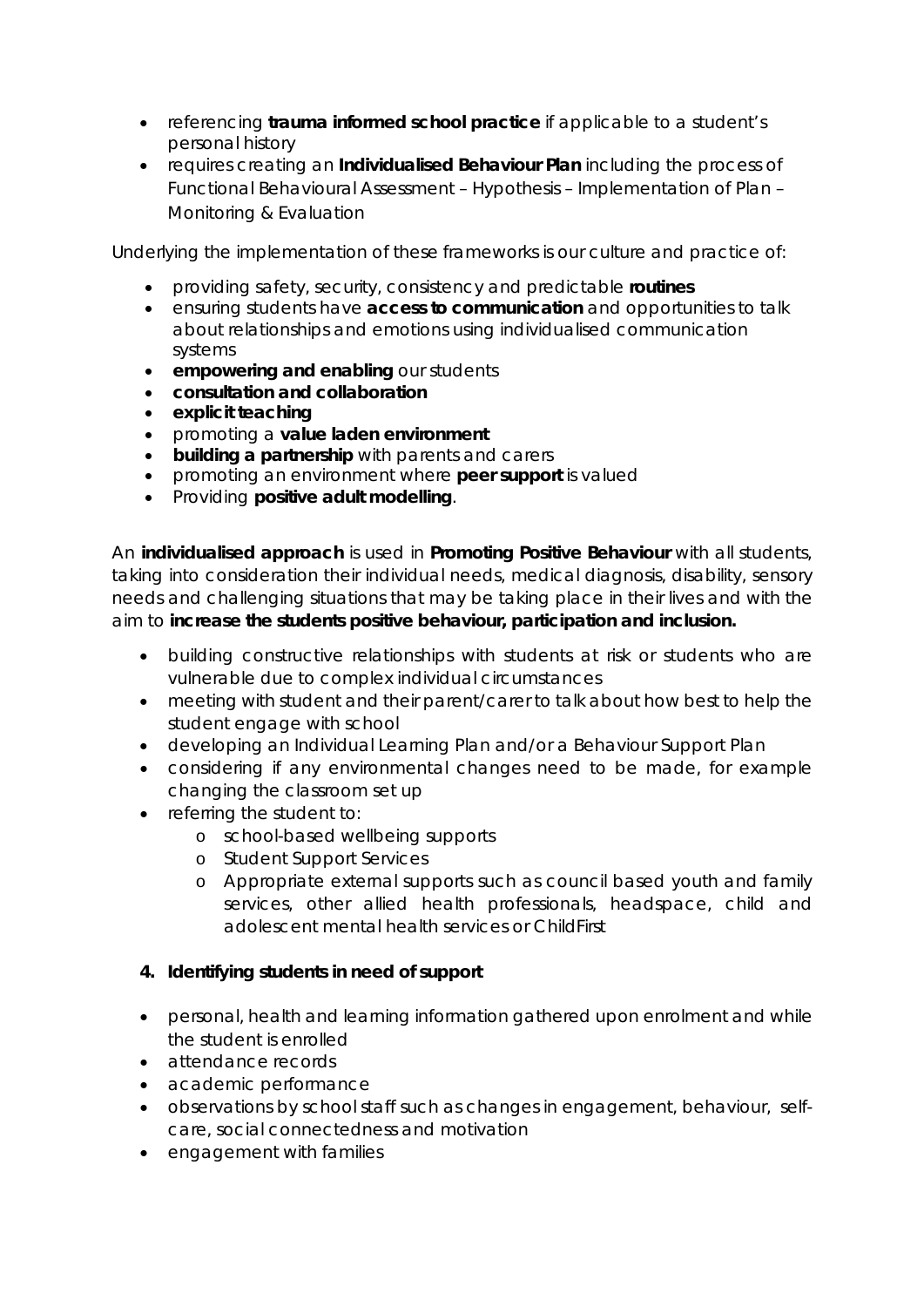- referencing **trauma informed school practice** if applicable to a student's personal history
- requires creating an **Individualised Behaviour Plan** including the process of Functional Behavioural Assessment – Hypothesis – Implementation of Plan – Monitoring & Evaluation

Underlying the implementation of these frameworks is our culture and practice of:

- providing safety, security, consistency and predictable **routines**
- ensuring students have **access to communication** and opportunities to talk about relationships and emotions using individualised communication systems
- **empowering and enabling** our students
- **consultation and collaboration**
- **explicit teaching**
- promoting a **value laden environment**
- **building a partnership** with parents and carers
- promoting an environment where **peer support** is valued
- Providing **positive adult modelling**.

An **individualised approach** is used in **Promoting Positive Behaviour** with all students, taking into consideration their individual needs, medical diagnosis, disability, sensory needs and challenging situations that may be taking place in their lives and with the aim to **increase the students positive behaviour, participation and inclusion.**

- building constructive relationships with students at risk or students who are vulnerable due to complex individual circumstances
- meeting with student and their parent/carer to talk about how best to help the student engage with school
- developing an Individual Learning Plan and/or a Behaviour Support Plan
- considering if any environmental changes need to be made, for example changing the classroom set up
- referring the student to:
    - school-based wellbeing supports
    - Student Support Services
    - Appropriate external supports such as council based youth and family services, other allied health professionals, headspace, child and adolescent mental health services or ChildFirst

**4. Identifying students in need of support**

- personal, health and learning information gathered upon enrolment and while the student is enrolled
- attendance records
- academic performance
- observations by school staff such as changes in engagement, behaviour, self-care, social connectedness and motivation
- engagement with families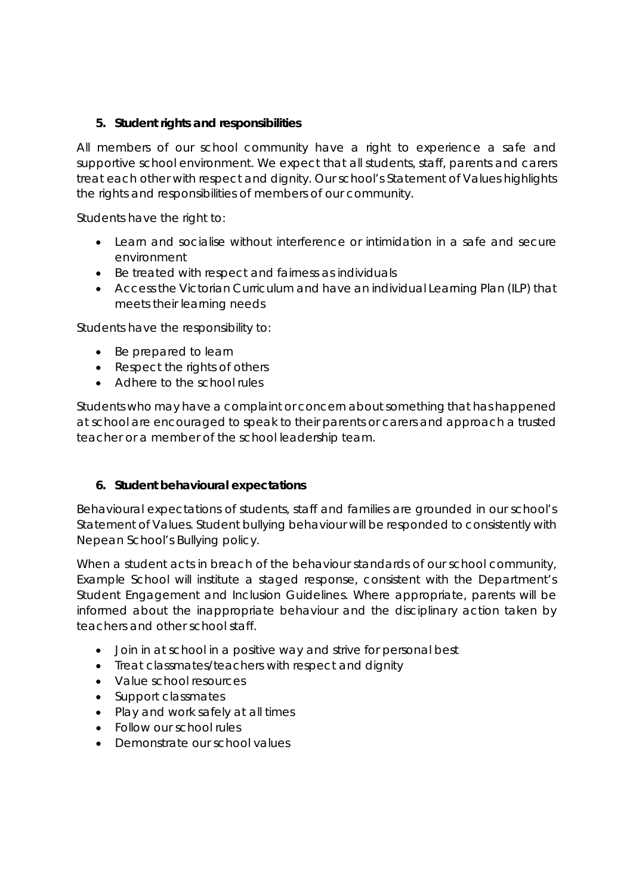## 5. Student rights and responsibilities

All members of our school community have a right to experience a safe and supportive school environment. We expect that all students, staff, parents and carers treat each other with respect and dignity. Our school's Statement of Values highlights the rights and responsibilities of members of our community.

Students have the right to:

- Learn and socialise without interference or intimidation in a safe and secure environment
- Be treated with respect and fairness as individuals
- Access the Victorian Curriculum and have an individual Learning Plan (ILP) that meets their learning needs

Students have the responsibility to:

- Be prepared to learn
- Respect the rights of others
- Adhere to the school rules

Students who may have a complaint or concern about something that has happened at school are encouraged to speak to their parents or carers and approach a trusted teacher or a member of the school leadership team.

## 6. Student behavioural expectations

Behavioural expectations of students, staff and families are grounded in our school's Statement of Values. Student bullying behaviour will be responded to consistently with Nepean School's Bullying policy.

When a student acts in breach of the behaviour standards of our school community, Example School will institute a staged response, consistent with the Department's Student Engagement and Inclusion Guidelines. Where appropriate, parents will be informed about the inappropriate behaviour and the disciplinary action taken by teachers and other school staff.

- Join in at school in a positive way and strive for personal best
- Treat classmates/teachers with respect and dignity
- Value school resources
- Support classmates
- Play and work safely at all times
- Follow our school rules
- Demonstrate our school values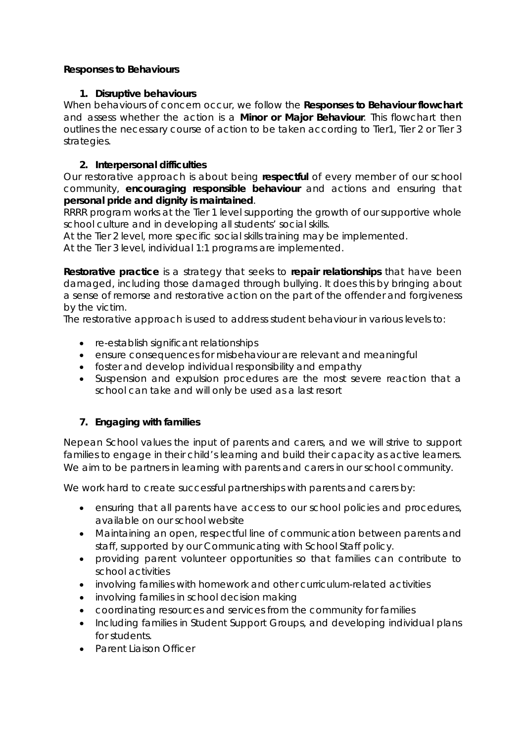**Responses to Behaviours**

1. **Disruptive behaviours**

When behaviours of concern occur, we follow the **Responses to Behaviour flowchart** and assess whether the action is a **Minor or Major Behaviour**. This flowchart then outlines the necessary course of action to be taken according to Tier1, Tier 2 or Tier 3 strategies.

2. **Interpersonal difficulties**

Our restorative approach is about being **respectful** of every member of our school community, **encouraging responsible behaviour** and actions and ensuring that **personal pride and dignity is maintained**.

RRRR program works at the Tier 1 level supporting the growth of our supportive whole school culture and in developing all students' social skills.

At the Tier 2 level, more specific social skills training may be implemented.

At the Tier 3 level, individual 1:1 programs are implemented.

**Restorative practice** is a strategy that seeks to **repair relationships** that have been damaged, including those damaged through bullying. It does this by bringing about a sense of remorse and restorative action on the part of the offender and forgiveness by the victim.

The restorative approach is used to address student behaviour in various levels to:

- re-establish significant relationships
- ensure consequences for misbehaviour are relevant and meaningful
- foster and develop individual responsibility and empathy
- Suspension and expulsion procedures are the most severe reaction that a school can take and will only be used as a last resort

7. **Engaging with families**

Nepean School values the input of parents and carers, and we will strive to support families to engage in their child's learning and build their capacity as active learners. We aim to be partners in learning with parents and carers in our school community.

We work hard to create successful partnerships with parents and carers by:

- ensuring that all parents have access to our school policies and procedures, available on our school website
- Maintaining an open, respectful line of communication between parents and staff, supported by our Communicating with School Staff policy.
- providing parent volunteer opportunities so that families can contribute to school activities
- involving families with homework and other curriculum-related activities
- involving families in school decision making
- coordinating resources and services from the community for families
- Including families in Student Support Groups, and developing individual plans for students.
- Parent Liaison Officer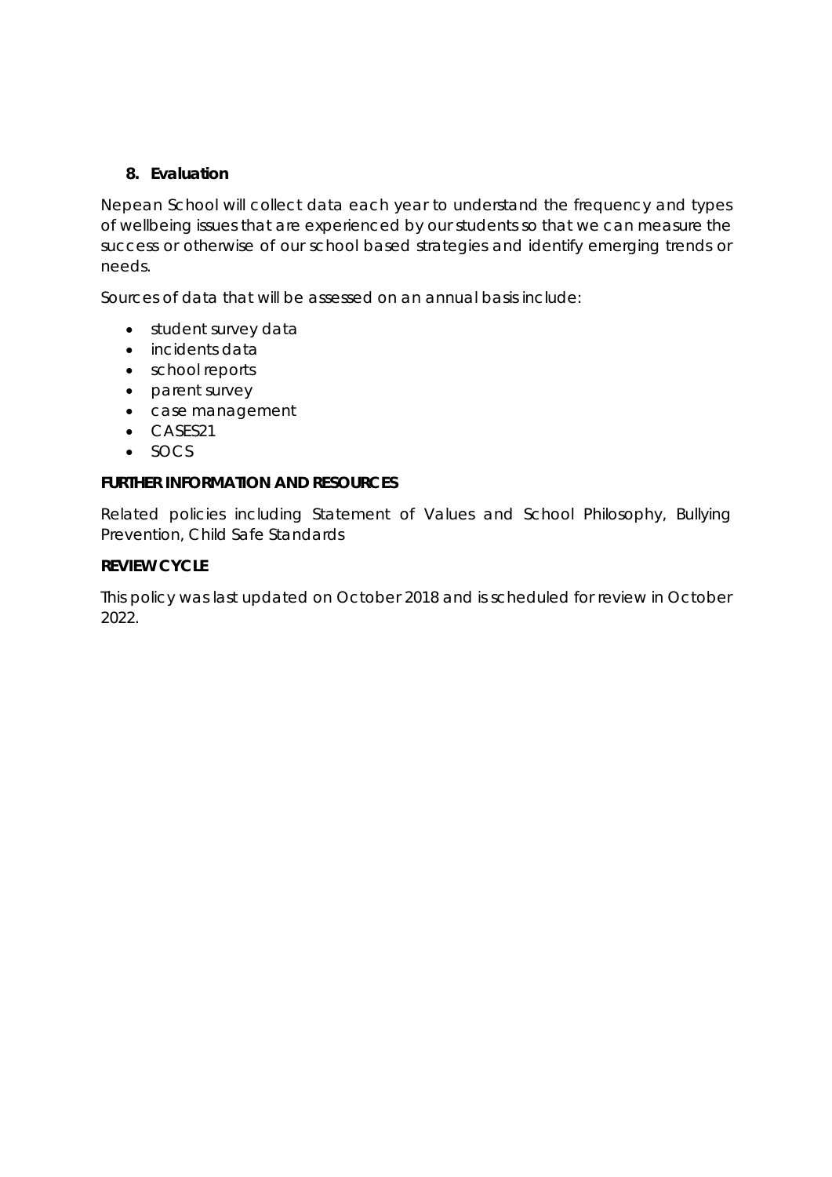## 8. Evaluation

Nepean School will collect data each year to understand the frequency and types of wellbeing issues that are experienced by our students so that we can measure the success or otherwise of our school based strategies and identify emerging trends or needs.

Sources of data that will be assessed on an annual basis include:

- student survey data
- incidents data
- school reports
- parent survey
- case management
- CASES21
- SOCS

**FURTHER INFORMATION AND RESOURCES**

Related policies including Statement of Values and School Philosophy, Bullying Prevention, Child Safe Standards

**REVIEW CYCLE**

This policy was last updated on October 2018 and is scheduled for review in October 2022.